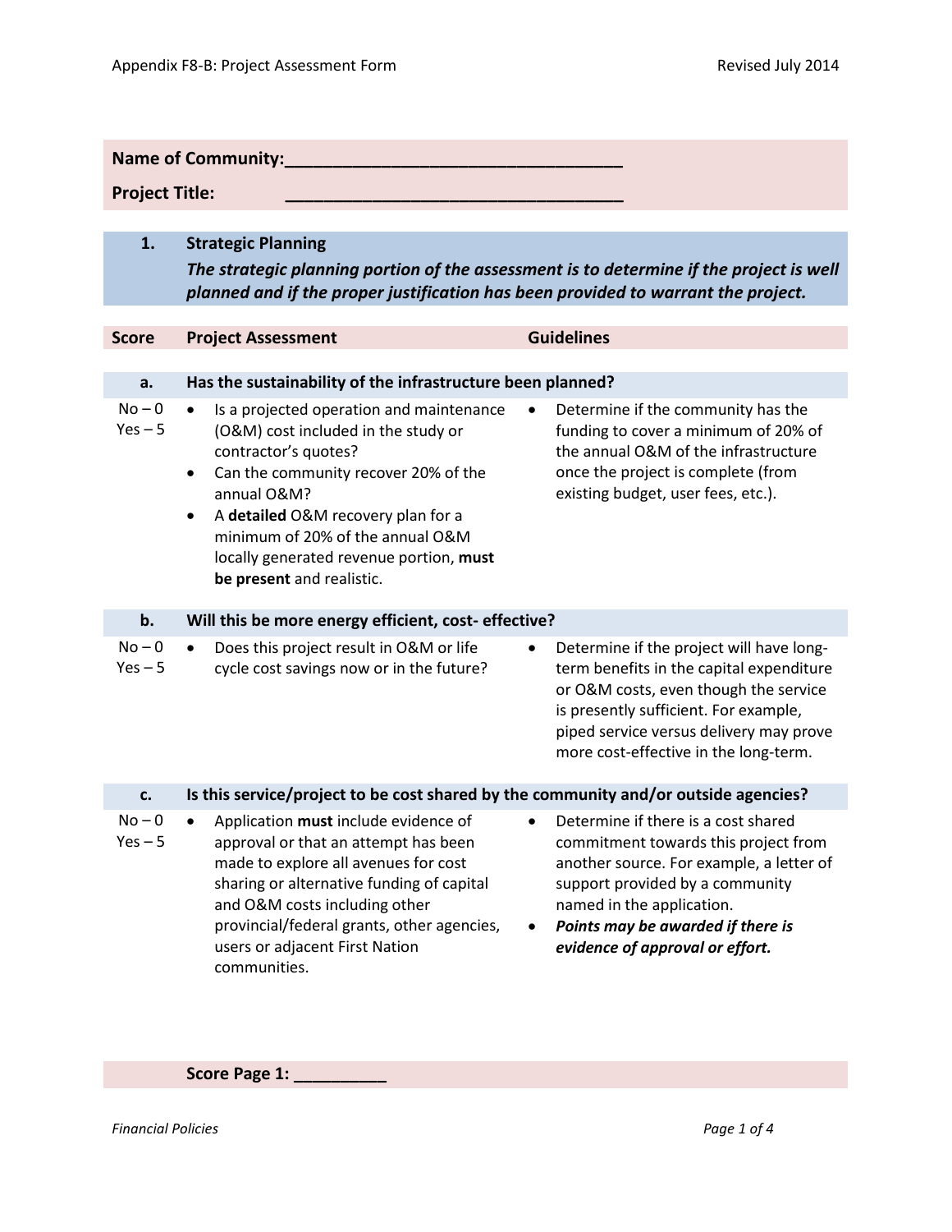**Name of Community:**___________________________________

**Project Title:** ___________________________________

## 1. Strategic Planning

***The strategic planning portion of the assessment is to determine if the project is well planned and if the proper justification has been provided to warrant the project.***

| Score | Project Assessment | Guidelines |
|---|---|---|
| **a.** | **Has the sustainability of the infrastructure been planned?** | |
| No – 0<br>Yes – 5 | • Is a projected operation and maintenance (O&M) cost included in the study or contractor's quotes?<br>• Can the community recover 20% of the annual O&M?<br>• A **detailed** O&M recovery plan for a minimum of 20% of the annual O&M locally generated revenue portion, **must be present** and realistic. | • Determine if the community has the funding to cover a minimum of 20% of the annual O&M of the infrastructure once the project is complete (from existing budget, user fees, etc.). |
| **b.** | **Will this be more energy efficient, cost- effective?** | |
| No – 0<br>Yes – 5 | • Does this project result in O&M or life cycle cost savings now or in the future? | • Determine if the project will have long-term benefits in the capital expenditure or O&M costs, even though the service is presently sufficient. For example, piped service versus delivery may prove more cost-effective in the long-term. |
| **c.** | **Is this service/project to be cost shared by the community and/or outside agencies?** | |
| No – 0<br>Yes – 5 | • Application **must** include evidence of approval or that an attempt has been made to explore all avenues for cost sharing or alternative funding of capital and O&M costs including other provincial/federal grants, other agencies, users or adjacent First Nation communities. | • Determine if there is a cost shared commitment towards this project from another source. For example, a letter of support provided by a community named in the application.<br>• ***Points may be awarded if there is evidence of approval or effort.*** |

**Score Page 1:** __________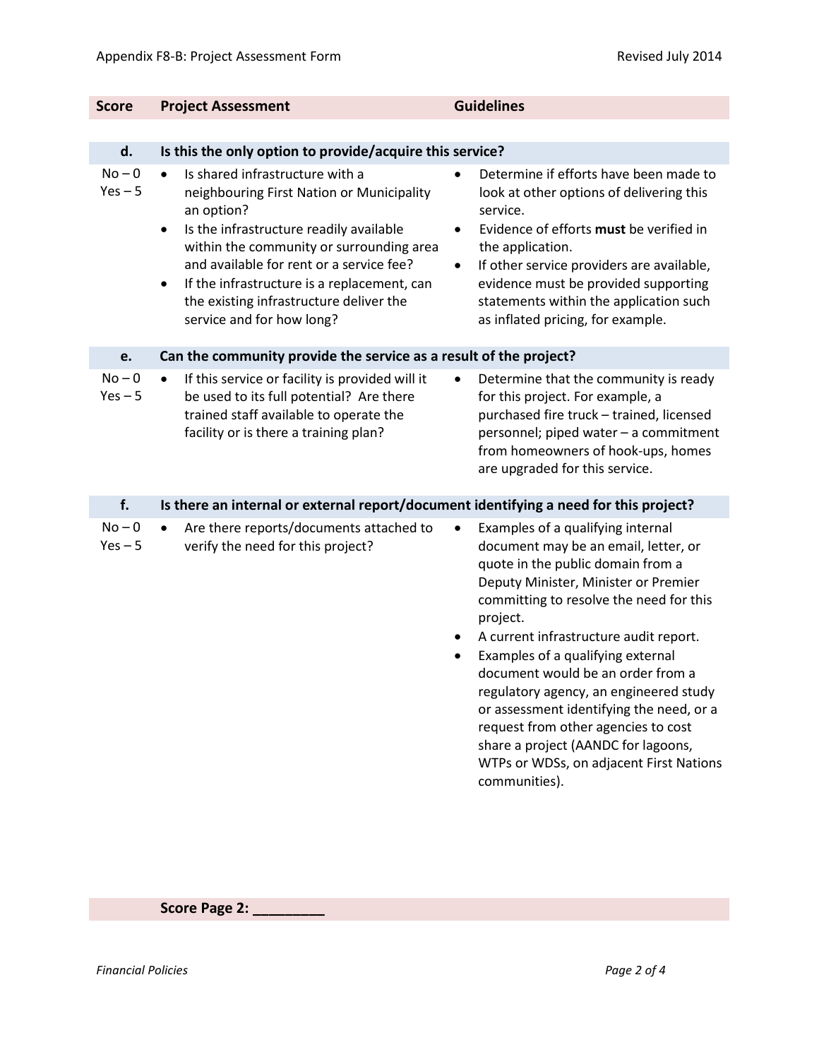| Score | Project Assessment | Guidelines |
|---|---|---|
| **d.** | **Is this the only option to provide/acquire this service?** | |
| No – 0<br>Yes – 5 | • Is shared infrastructure with a neighbouring First Nation or Municipality an option?<br>• Is the infrastructure readily available within the community or surrounding area and available for rent or a service fee?<br>• If the infrastructure is a replacement, can the existing infrastructure deliver the service and for how long? | • Determine if efforts have been made to look at other options of delivering this service.<br>• Evidence of efforts **must** be verified in the application.<br>• If other service providers are available, evidence must be provided supporting statements within the application such as inflated pricing, for example. |
| **e.** | **Can the community provide the service as a result of the project?** | |
| No – 0<br>Yes – 5 | • If this service or facility is provided will it be used to its full potential? Are there trained staff available to operate the facility or is there a training plan? | • Determine that the community is ready for this project. For example, a purchased fire truck – trained, licensed personnel; piped water – a commitment from homeowners of hook-ups, homes are upgraded for this service. |
| **f.** | **Is there an internal or external report/document identifying a need for this project?** | |
| No – 0<br>Yes – 5 | • Are there reports/documents attached to verify the need for this project? | • Examples of a qualifying internal document may be an email, letter, or quote in the public domain from a Deputy Minister, Minister or Premier committing to resolve the need for this project.<br>• A current infrastructure audit report.<br>• Examples of a qualifying external document would be an order from a regulatory agency, an engineered study or assessment identifying the need, or a request from other agencies to cost share a project (AANDC for lagoons, WTPs or WDSs, on adjacent First Nations communities). |

**Score Page 2: _________**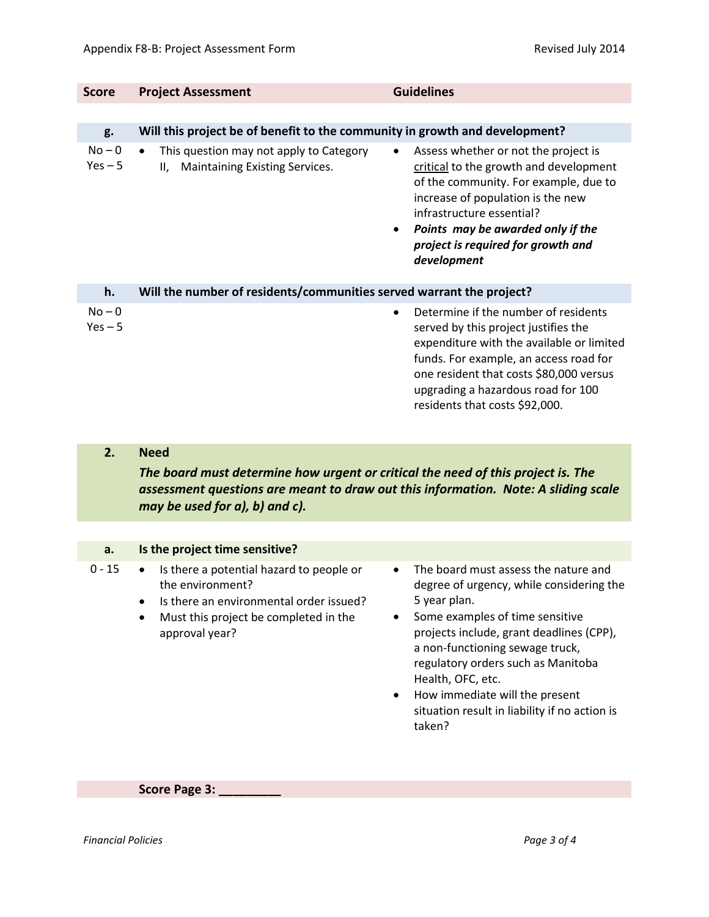| Score | Project Assessment | Guidelines |
|---|---|---|
| **g.** | **Will this project be of benefit to the community in growth and development?** | |
| No – 0<br>Yes – 5 | • This question may not apply to Category II, Maintaining Existing Services. | • Assess whether or not the project is <u>critical</u> to the growth and development of the community. For example, due to increase of population is the new infrastructure essential?<br>• ***Points may be awarded only if the project is required for growth and development*** |
| **h.** | **Will the number of residents/communities served warrant the project?** | |
| No – 0<br>Yes – 5 | | • Determine if the number of residents served by this project justifies the expenditure with the available or limited funds. For example, an access road for one resident that costs $80,000 versus upgrading a hazardous road for 100 residents that costs $92,000. |

## 2. Need

***The board must determine how urgent or critical the need of this project is. The assessment questions are meant to draw out this information. Note: A sliding scale may be used for a), b) and c).***

| Score | Project Assessment | Guidelines |
|---|---|---|
| **a.** | **Is the project time sensitive?** | |
| 0 - 15 | • Is there a potential hazard to people or the environment?<br>• Is there an environmental order issued?<br>• Must this project be completed in the approval year? | • The board must assess the nature and degree of urgency, while considering the 5 year plan.<br>• Some examples of time sensitive projects include, grant deadlines (CPP), a non-functioning sewage truck, regulatory orders such as Manitoba Health, OFC, etc.<br>• How immediate will the present situation result in liability if no action is taken? |

**Score Page 3: ________**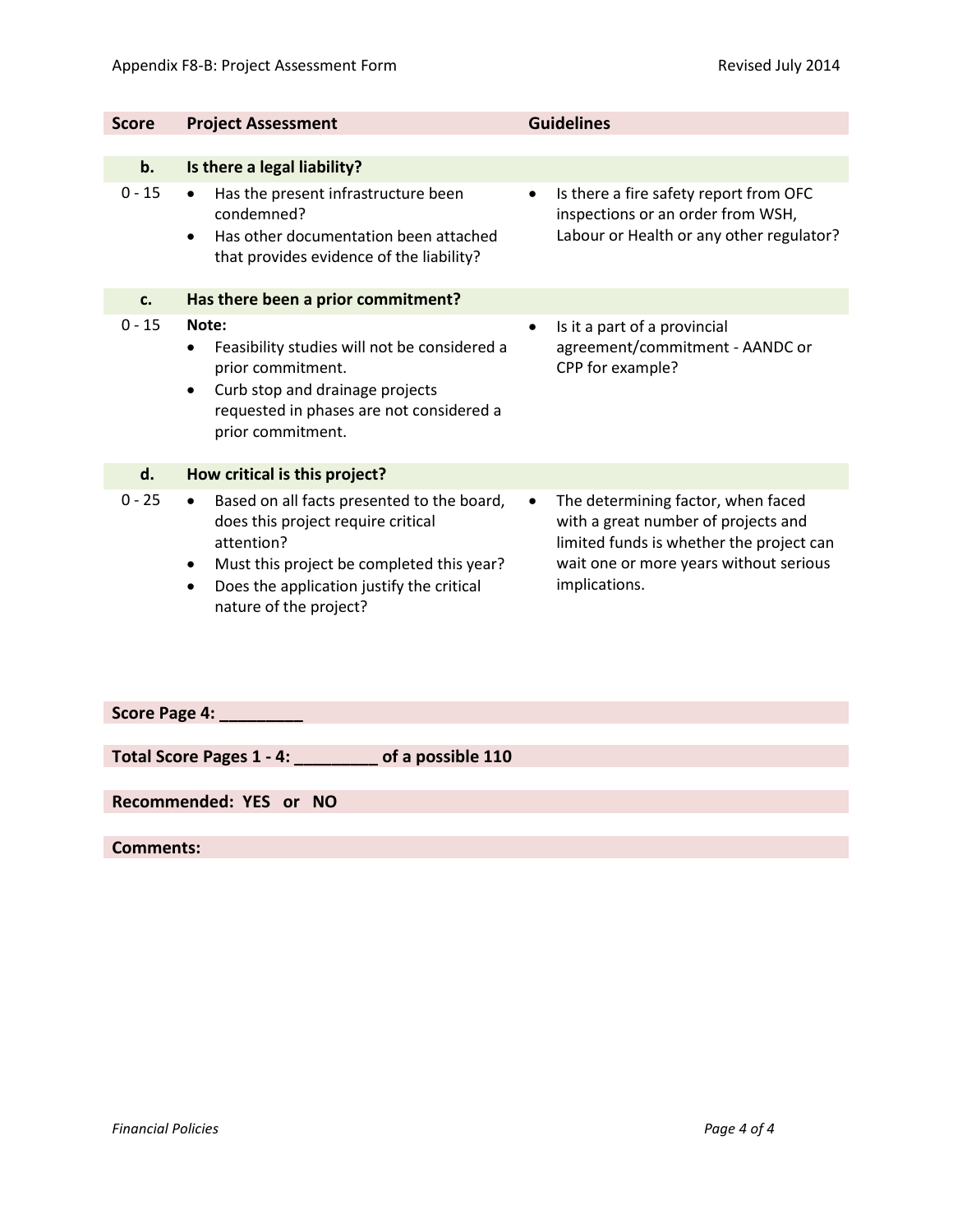| Score | Project Assessment | Guidelines |
|---|---|---|
| **b.** | **Is there a legal liability?** | |
| 0 - 15 | • Has the present infrastructure been condemned?<br>• Has other documentation been attached that provides evidence of the liability? | • Is there a fire safety report from OFC inspections or an order from WSH, Labour or Health or any other regulator? |
| **c.** | **Has there been a prior commitment?** | |
| 0 - 15 | **Note:**<br>• Feasibility studies will not be considered a prior commitment.<br>• Curb stop and drainage projects requested in phases are not considered a prior commitment. | • Is it a part of a provincial agreement/commitment - AANDC or CPP for example? |
| **d.** | **How critical is this project?** | |
| 0 - 25 | • Based on all facts presented to the board, does this project require critical attention?<br>• Must this project be completed this year?<br>• Does the application justify the critical nature of the project? | • The determining factor, when faced with a great number of projects and limited funds is whether the project can wait one or more years without serious implications. |

**Score Page 4: _________**

**Total Score Pages 1 - 4: _________ of a possible 110**

**Recommended: YES or NO**

**Comments:**